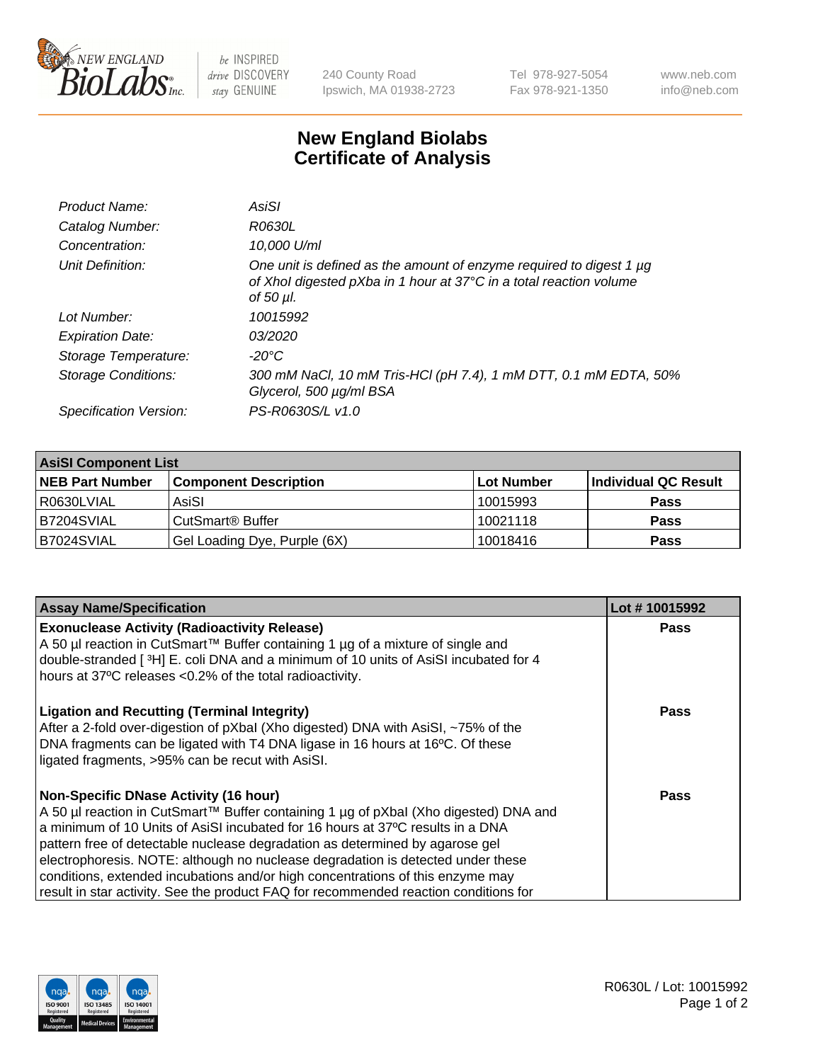New England BioLabs Inc. — be INSPIRED drive DISCOVERY stay GENUINE

240 County Road
Ipswich, MA 01938-2723

Tel 978-927-5054
Fax 978-921-1350

www.neb.com
info@neb.com

# New England Biolabs Certificate of Analysis

| | |
|---|---|
| *Product Name:* | *AsiSI* |
| *Catalog Number:* | *R0630L* |
| *Concentration:* | *10,000 U/ml* |
| *Unit Definition:* | *One unit is defined as the amount of enzyme required to digest 1 µg of XhoI digested pXba in 1 hour at 37°C in a total reaction volume of 50 µl.* |
| *Lot Number:* | *10015992* |
| *Expiration Date:* | *03/2020* |
| *Storage Temperature:* | *-20°C* |
| *Storage Conditions:* | *300 mM NaCl, 10 mM Tris-HCl (pH 7.4), 1 mM DTT, 0.1 mM EDTA, 50% Glycerol, 500 µg/ml BSA* |
| *Specification Version:* | *PS-R0630S/L v1.0* |

| **AsiSI Component List** | | | |
|---|---|---|---|
| **NEB Part Number** | **Component Description** | **Lot Number** | **Individual QC Result** |
| R0630LVIAL | AsiSI | 10015993 | **Pass** |
| B7204SVIAL | CutSmart® Buffer | 10021118 | **Pass** |
| B7024SVIAL | Gel Loading Dye, Purple (6X) | 10018416 | **Pass** |

| **Assay Name/Specification** | **Lot # 10015992** |
|---|---|
| **Exonuclease Activity (Radioactivity Release)** A 50 µl reaction in CutSmart™ Buffer containing 1 µg of a mixture of single and double-stranded [ $^{3}$H] E. coli DNA and a minimum of 10 units of AsiSI incubated for 4 hours at 37ºC releases <0.2% of the total radioactivity. | **Pass** |
| **Ligation and Recutting (Terminal Integrity)** After a 2-fold over-digestion of pXbaI (Xho digested) DNA with AsiSI, ~75% of the DNA fragments can be ligated with T4 DNA ligase in 16 hours at 16ºC. Of these ligated fragments, >95% can be recut with AsiSI. | **Pass** |
| **Non-Specific DNase Activity (16 hour)** A 50 µl reaction in CutSmart™ Buffer containing 1 µg of pXbaI (Xho digested) DNA and a minimum of 10 Units of AsiSI incubated for 16 hours at 37ºC results in a DNA pattern free of detectable nuclease degradation as determined by agarose gel electrophoresis. NOTE: although no nuclease degradation is detected under these conditions, extended incubations and/or high concentrations of this enzyme may result in star activity. See the product FAQ for recommended reaction conditions for | **Pass** |

R0630L / Lot: 10015992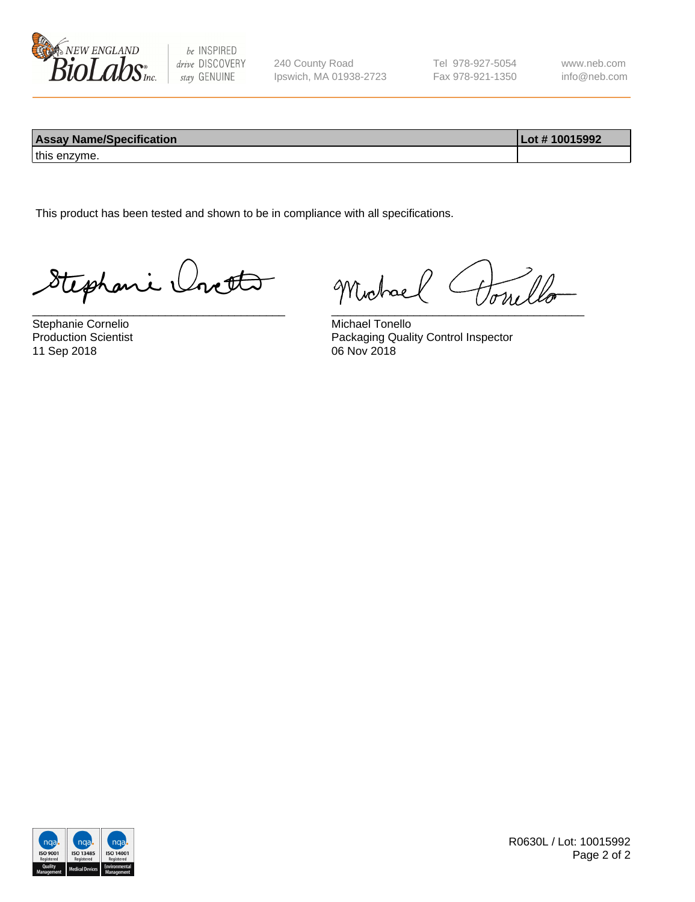| Assay Name/Specification | Lot # 10015992 |
| --- | --- |
| this enzyme. | |

This product has been tested and shown to be in compliance with all specifications.

Stephanie Cornelio
Production Scientist
11 Sep 2018

Michael Tonello
Packaging Quality Control Inspector
06 Nov 2018

R0630L / Lot: 10015992